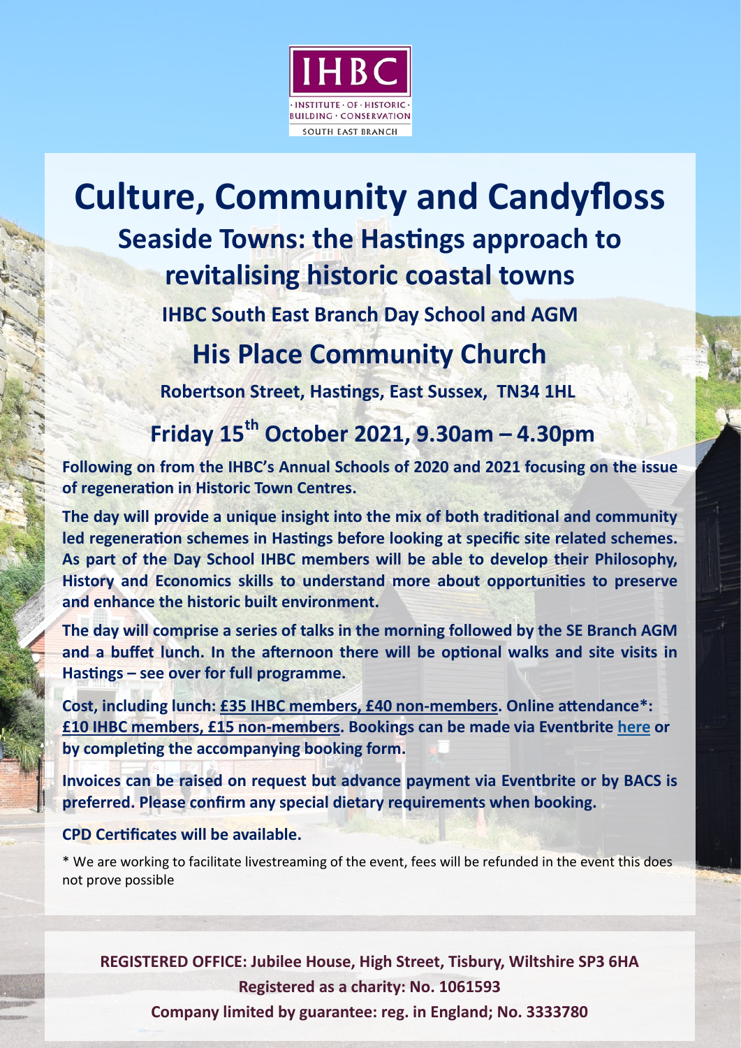IHBC

· INSTITUTE · OF · HISTORIC · BUILDING · CONSERVATION

SOUTH EAST BRANCH

# Culture, Community and Candyfloss

## Seaside Towns: the Hastings approach to revitalising historic coastal towns

### IHBC South East Branch Day School and AGM

## His Place Community Church

### Robertson Street, Hastings, East Sussex, TN34 1HL

## Friday 15th October 2021, 9.30am – 4.30pm

**Following on from the IHBC's Annual Schools of 2020 and 2021 focusing on the issue of regeneration in Historic Town Centres.**

**The day will provide a unique insight into the mix of both traditional and community led regeneration schemes in Hastings before looking at specific site related schemes. As part of the Day School IHBC members will be able to develop their Philosophy, History and Economics skills to understand more about opportunities to preserve and enhance the historic built environment.**

**The day will comprise a series of talks in the morning followed by the SE Branch AGM and a buffet lunch. In the afternoon there will be optional walks and site visits in Hastings – see over for full programme.**

**Cost, including lunch: £35 IHBC members, £40 non-members. Online attendance*: £10 IHBC members, £15 non-members. Bookings can be made via Eventbrite here or by completing the accompanying booking form.**

**Invoices can be raised on request but advance payment via Eventbrite or by BACS is preferred. Please confirm any special dietary requirements when booking.**

**CPD Certificates will be available.**

* We are working to facilitate livestreaming of the event, fees will be refunded in the event this does not prove possible

**REGISTERED OFFICE: Jubilee House, High Street, Tisbury, Wiltshire SP3 6HA**

**Registered as a charity: No. 1061593**

**Company limited by guarantee: reg. in England; No. 3333780**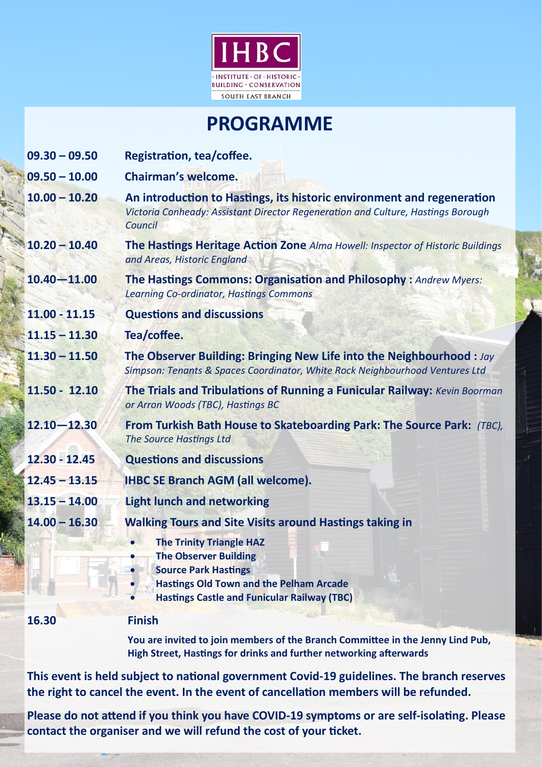IHBC
· INSTITUTE · OF · HISTORIC ·
BUILDING · CONSERVATION
SOUTH EAST BRANCH

# PROGRAMME

| | |
|---|---|
| **09.30 – 09.50** | **Registration, tea/coffee.** |
| **09.50 – 10.00** | **Chairman's welcome.** |
| **10.00 – 10.20** | **An introduction to Hastings, its historic environment and regeneration** *Victoria Conheady: Assistant Director Regeneration and Culture, Hastings Borough Council* |
| **10.20 – 10.40** | **The Hastings Heritage Action Zone** *Alma Howell: Inspector of Historic Buildings and Areas, Historic England* |
| **10.40—11.00** | **The Hastings Commons: Organisation and Philosophy :** *Andrew Myers: Learning Co-ordinator, Hastings Commons* |
| **11.00 - 11.15** | **Questions and discussions** |
| **11.15 – 11.30** | **Tea/coffee.** |
| **11.30 – 11.50** | **The Observer Building: Bringing New Life into the Neighbourhood :** *Jay Simpson: Tenants & Spaces Coordinator, White Rock Neighbourhood Ventures Ltd* |
| **11.50 - 12.10** | **The Trials and Tribulations of Running a Funicular Railway:** *Kevin Boorman or Arron Woods (TBC), Hastings BC* |
| **12.10—12.30** | **From Turkish Bath House to Skateboarding Park: The Source Park:** *(TBC), The Source Hastings Ltd* |
| **12.30 - 12.45** | **Questions and discussions** |
| **12.45 – 13.15** | **IHBC SE Branch AGM (all welcome).** |
| **13.15 – 14.00** | **Light lunch and networking** |
| **14.00 – 16.30** | **Walking Tours and Site Visits around Hastings taking in** |

- **The Trinity Triangle HAZ**
- **The Observer Building**
- **Source Park Hastings**
- **Hastings Old Town and the Pelham Arcade**
- **Hastings Castle and Funicular Railway (TBC)**

**16.30** **Finish**

**You are invited to join members of the Branch Committee in the Jenny Lind Pub, High Street, Hastings for drinks and further networking afterwards**

**This event is held subject to national government Covid-19 guidelines. The branch reserves the right to cancel the event. In the event of cancellation members will be refunded.**

**Please do not attend if you think you have COVID-19 symptoms or are self-isolating. Please contact the organiser and we will refund the cost of your ticket.**